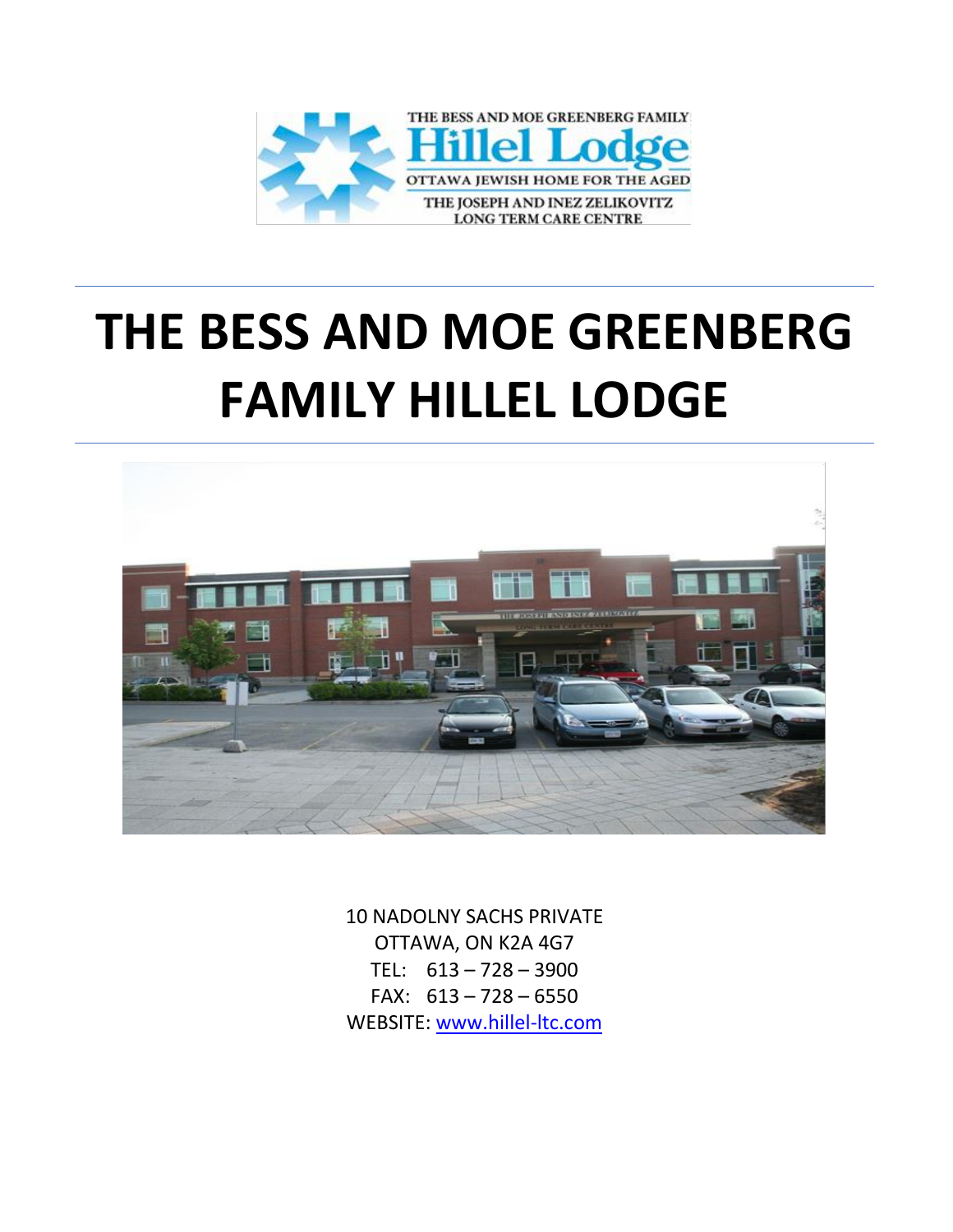THE BESS AND MOE GREENBERG FAMILY
Hillel Lodge
OTTAWA JEWISH HOME FOR THE AGED
THE JOSEPH AND INEZ ZELIKOVITZ LONG TERM CARE CENTRE

# THE BESS AND MOE GREENBERG FAMILY HILLEL LODGE

10 NADOLNY SACHS PRIVATE
OTTAWA, ON K2A 4G7
TEL: 613 – 728 – 3900
FAX: 613 – 728 – 6550
WEBSITE: www.hillel-ltc.com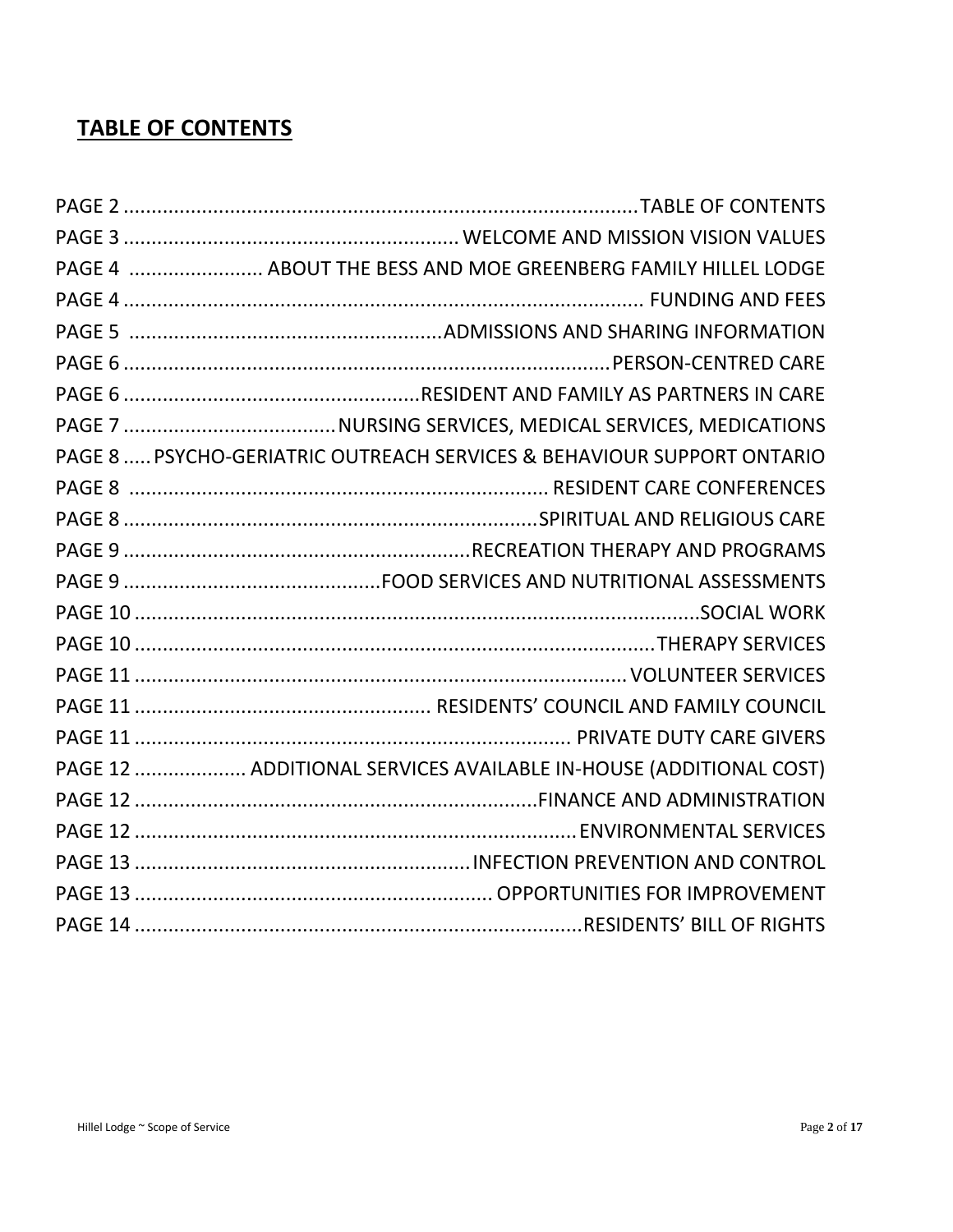## TABLE OF CONTENTS

PAGE 2 .......................................................................................... TABLE OF CONTENTS
PAGE 3 ........................................................... WELCOME AND MISSION VISION VALUES
PAGE 4 ........................ ABOUT THE BESS AND MOE GREENBERG FAMILY HILLEL LODGE
PAGE 4 .......................................................................................... FUNDING AND FEES
PAGE 5 ....................................................... ADMISSIONS AND SHARING INFORMATION
PAGE 6 ....................................................................................... PERSON-CENTRED CARE
PAGE 6 .................................................... RESIDENT AND FAMILY AS PARTNERS IN CARE
PAGE 7 ..................................... NURSING SERVICES, MEDICAL SERVICES, MEDICATIONS
PAGE 8 ..... PSYCHO-GERIATRIC OUTREACH SERVICES & BEHAVIOUR SUPPORT ONTARIO
PAGE 8 .......................................................................... RESIDENT CARE CONFERENCES
PAGE 8 ......................................................................... SPIRITUAL AND RELIGIOUS CARE
PAGE 9 ............................................................ RECREATION THERAPY AND PROGRAMS
PAGE 9 .............................................. FOOD SERVICES AND NUTRITIONAL ASSESSMENTS
PAGE 10 ...................................................................................................... SOCIAL WORK
PAGE 10 ........................................................................................... THERAPY SERVICES
PAGE 11 ....................................................................................... VOLUNTEER SERVICES
PAGE 11 .................................................... RESIDENTS' COUNCIL AND FAMILY COUNCIL
PAGE 11 ........................................................................... PRIVATE DUTY CARE GIVERS
PAGE 12 .................... ADDITIONAL SERVICES AVAILABLE IN-HOUSE (ADDITIONAL COST)
PAGE 12 ....................................................................... FINANCE AND ADMINISTRATION
PAGE 12 .............................................................................. ENVIRONMENTAL SERVICES
PAGE 13 ........................................................... INFECTION PREVENTION AND CONTROL
PAGE 13 ................................................................ OPPORTUNITIES FOR IMPROVEMENT
PAGE 14 ................................................................................ RESIDENTS' BILL OF RIGHTS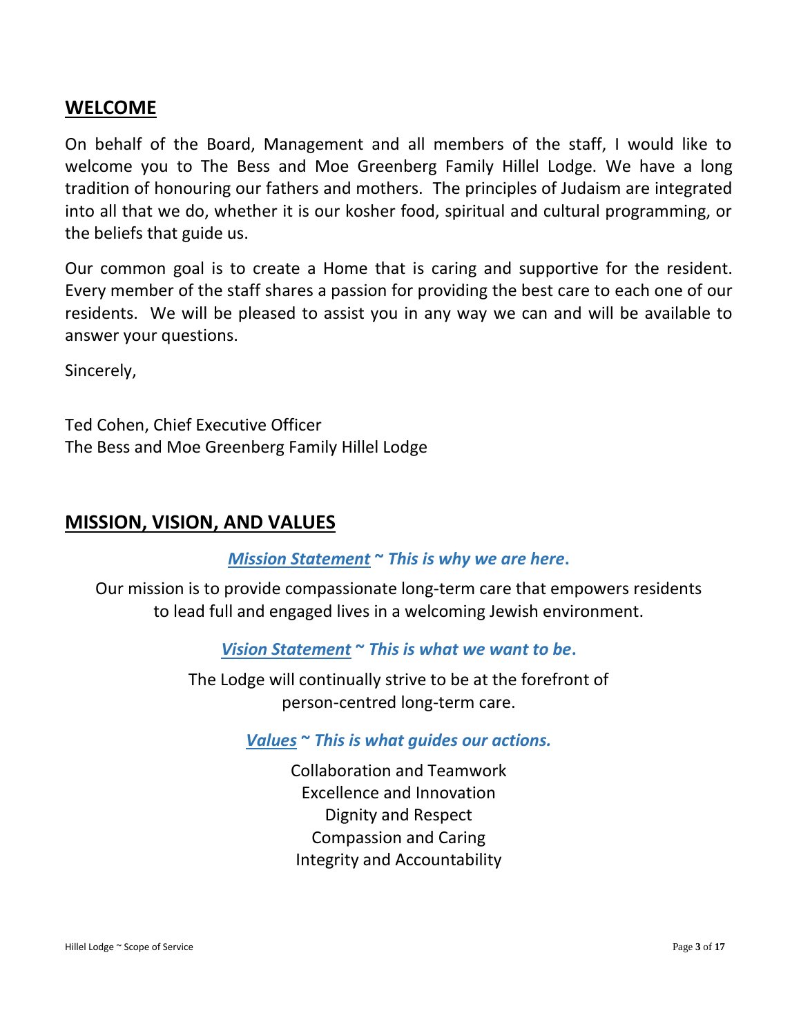## WELCOME

On behalf of the Board, Management and all members of the staff, I would like to welcome you to The Bess and Moe Greenberg Family Hillel Lodge. We have a long tradition of honouring our fathers and mothers. The principles of Judaism are integrated into all that we do, whether it is our kosher food, spiritual and cultural programming, or the beliefs that guide us.

Our common goal is to create a Home that is caring and supportive for the resident. Every member of the staff shares a passion for providing the best care to each one of our residents. We will be pleased to assist you in any way we can and will be available to answer your questions.

Sincerely,

Ted Cohen, Chief Executive Officer
The Bess and Moe Greenberg Family Hillel Lodge

## MISSION, VISION, AND VALUES

***Mission Statement* ~ This is why we are here.**

Our mission is to provide compassionate long-term care that empowers residents to lead full and engaged lives in a welcoming Jewish environment.

***Vision Statement* ~ This is what we want to be.**

The Lodge will continually strive to be at the forefront of person-centred long-term care.

***Values* ~ This is what guides our actions.**

Collaboration and Teamwork
Excellence and Innovation
Dignity and Respect
Compassion and Caring
Integrity and Accountability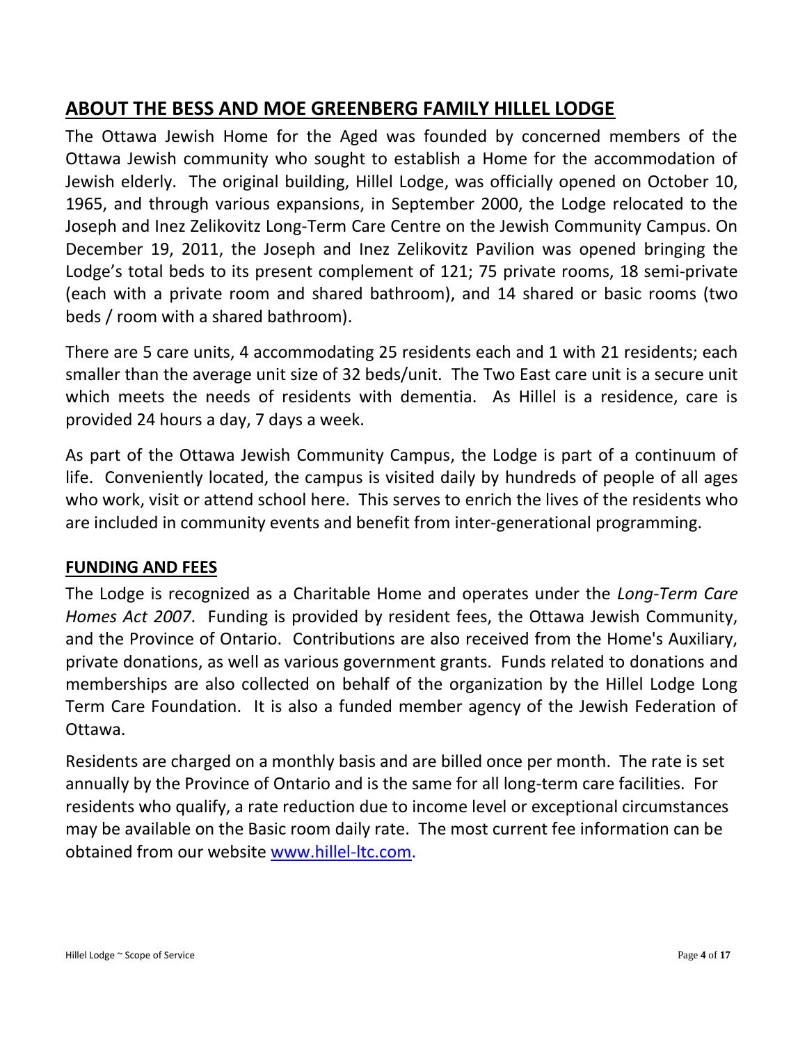## ABOUT THE BESS AND MOE GREENBERG FAMILY HILLEL LODGE

The Ottawa Jewish Home for the Aged was founded by concerned members of the Ottawa Jewish community who sought to establish a Home for the accommodation of Jewish elderly. The original building, Hillel Lodge, was officially opened on October 10, 1965, and through various expansions, in September 2000, the Lodge relocated to the Joseph and Inez Zelikovitz Long-Term Care Centre on the Jewish Community Campus. On December 19, 2011, the Joseph and Inez Zelikovitz Pavilion was opened bringing the Lodge's total beds to its present complement of 121; 75 private rooms, 18 semi-private (each with a private room and shared bathroom), and 14 shared or basic rooms (two beds / room with a shared bathroom).

There are 5 care units, 4 accommodating 25 residents each and 1 with 21 residents; each smaller than the average unit size of 32 beds/unit. The Two East care unit is a secure unit which meets the needs of residents with dementia. As Hillel is a residence, care is provided 24 hours a day, 7 days a week.

As part of the Ottawa Jewish Community Campus, the Lodge is part of a continuum of life. Conveniently located, the campus is visited daily by hundreds of people of all ages who work, visit or attend school here. This serves to enrich the lives of the residents who are included in community events and benefit from inter-generational programming.

### FUNDING AND FEES

The Lodge is recognized as a Charitable Home and operates under the *Long-Term Care Homes Act 2007*. Funding is provided by resident fees, the Ottawa Jewish Community, and the Province of Ontario. Contributions are also received from the Home's Auxiliary, private donations, as well as various government grants. Funds related to donations and memberships are also collected on behalf of the organization by the Hillel Lodge Long Term Care Foundation. It is also a funded member agency of the Jewish Federation of Ottawa.

Residents are charged on a monthly basis and are billed once per month. The rate is set annually by the Province of Ontario and is the same for all long-term care facilities. For residents who qualify, a rate reduction due to income level or exceptional circumstances may be available on the Basic room daily rate. The most current fee information can be obtained from our website [www.hillel-ltc.com](http://www.hillel-ltc.com).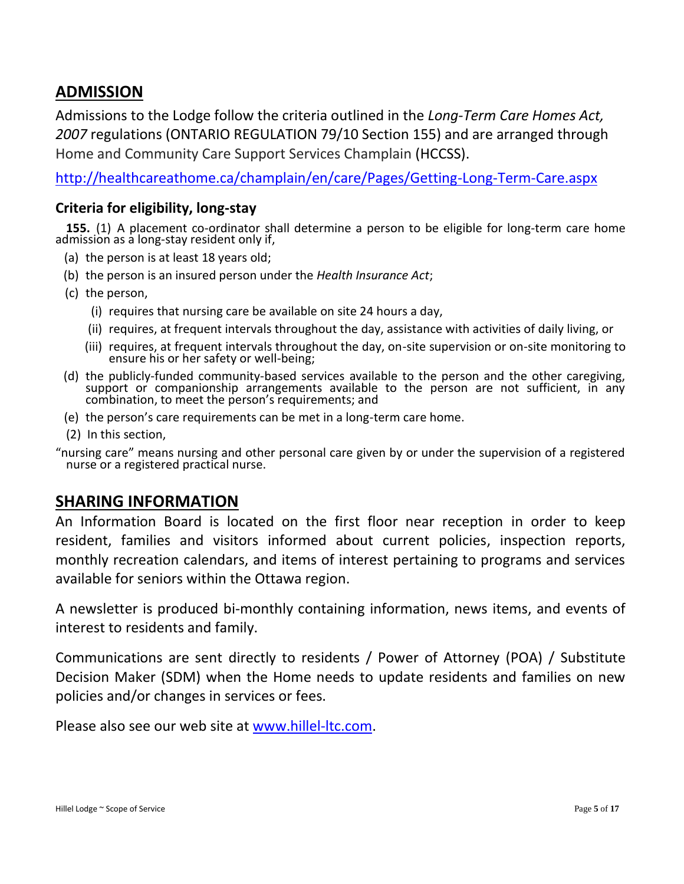## ADMISSION

Admissions to the Lodge follow the criteria outlined in the *Long-Term Care Homes Act, 2007* regulations (ONTARIO REGULATION 79/10 Section 155) and are arranged through Home and Community Care Support Services Champlain (HCCSS).

http://healthcareathome.ca/champlain/en/care/Pages/Getting-Long-Term-Care.aspx

### Criteria for eligibility, long-stay

**155.** (1) A placement co-ordinator shall determine a person to be eligible for long-term care home admission as a long-stay resident only if,

(a) the person is at least 18 years old;

(b) the person is an insured person under the *Health Insurance Act*;

(c) the person,

  (i) requires that nursing care be available on site 24 hours a day,

  (ii) requires, at frequent intervals throughout the day, assistance with activities of daily living, or

  (iii) requires, at frequent intervals throughout the day, on-site supervision or on-site monitoring to ensure his or her safety or well-being;

(d) the publicly-funded community-based services available to the person and the other caregiving, support or companionship arrangements available to the person are not sufficient, in any combination, to meet the person's requirements; and

(e) the person's care requirements can be met in a long-term care home.

(2) In this section,

"nursing care" means nursing and other personal care given by or under the supervision of a registered nurse or a registered practical nurse.

## SHARING INFORMATION

An Information Board is located on the first floor near reception in order to keep resident, families and visitors informed about current policies, inspection reports, monthly recreation calendars, and items of interest pertaining to programs and services available for seniors within the Ottawa region.

A newsletter is produced bi-monthly containing information, news items, and events of interest to residents and family.

Communications are sent directly to residents / Power of Attorney (POA) / Substitute Decision Maker (SDM) when the Home needs to update residents and families on new policies and/or changes in services or fees.

Please also see our web site at www.hillel-ltc.com.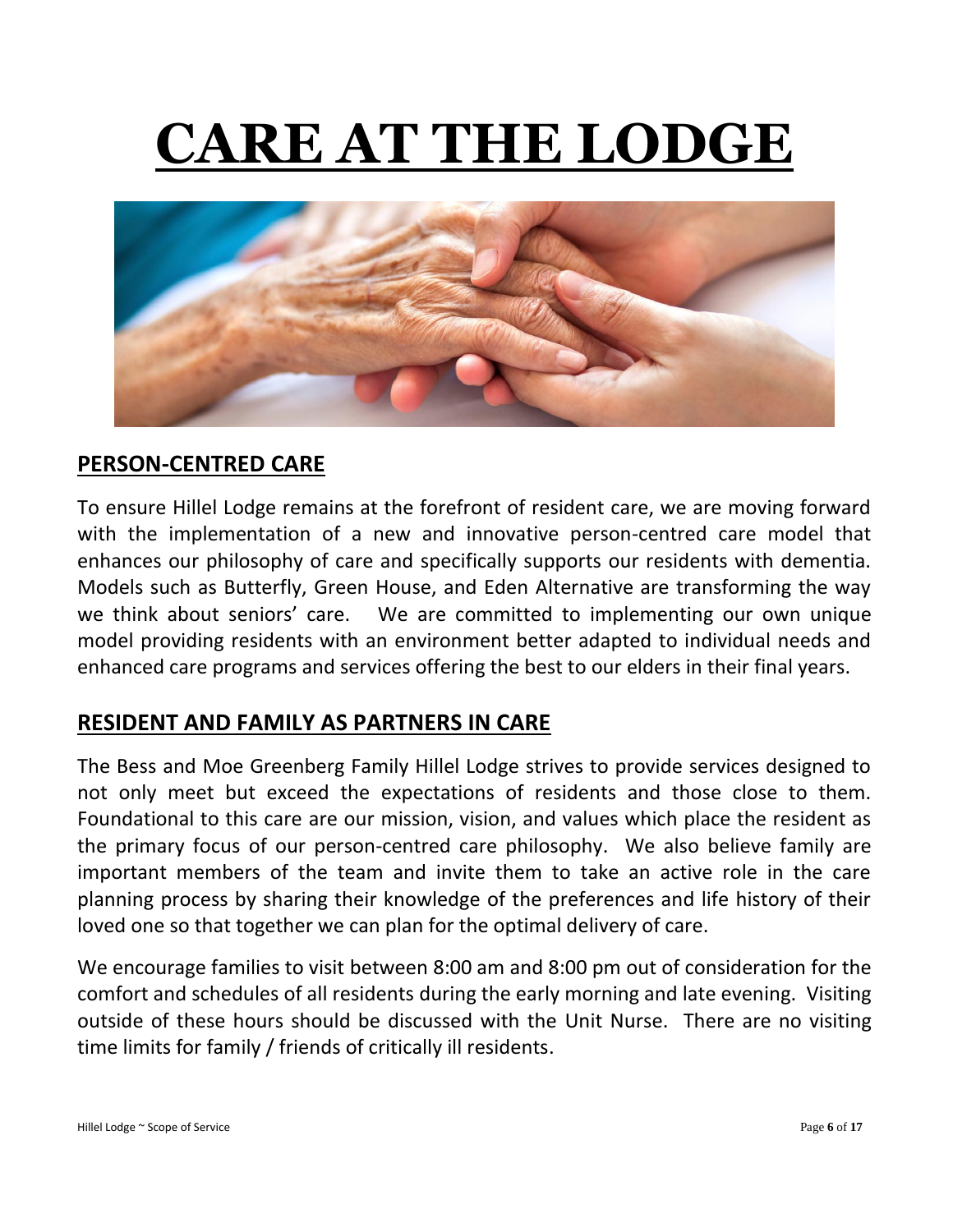# CARE AT THE LODGE

## PERSON-CENTRED CARE

To ensure Hillel Lodge remains at the forefront of resident care, we are moving forward with the implementation of a new and innovative person-centred care model that enhances our philosophy of care and specifically supports our residents with dementia. Models such as Butterfly, Green House, and Eden Alternative are transforming the way we think about seniors' care. We are committed to implementing our own unique model providing residents with an environment better adapted to individual needs and enhanced care programs and services offering the best to our elders in their final years.

## RESIDENT AND FAMILY AS PARTNERS IN CARE

The Bess and Moe Greenberg Family Hillel Lodge strives to provide services designed to not only meet but exceed the expectations of residents and those close to them. Foundational to this care are our mission, vision, and values which place the resident as the primary focus of our person-centred care philosophy. We also believe family are important members of the team and invite them to take an active role in the care planning process by sharing their knowledge of the preferences and life history of their loved one so that together we can plan for the optimal delivery of care.

We encourage families to visit between 8:00 am and 8:00 pm out of consideration for the comfort and schedules of all residents during the early morning and late evening. Visiting outside of these hours should be discussed with the Unit Nurse. There are no visiting time limits for family / friends of critically ill residents.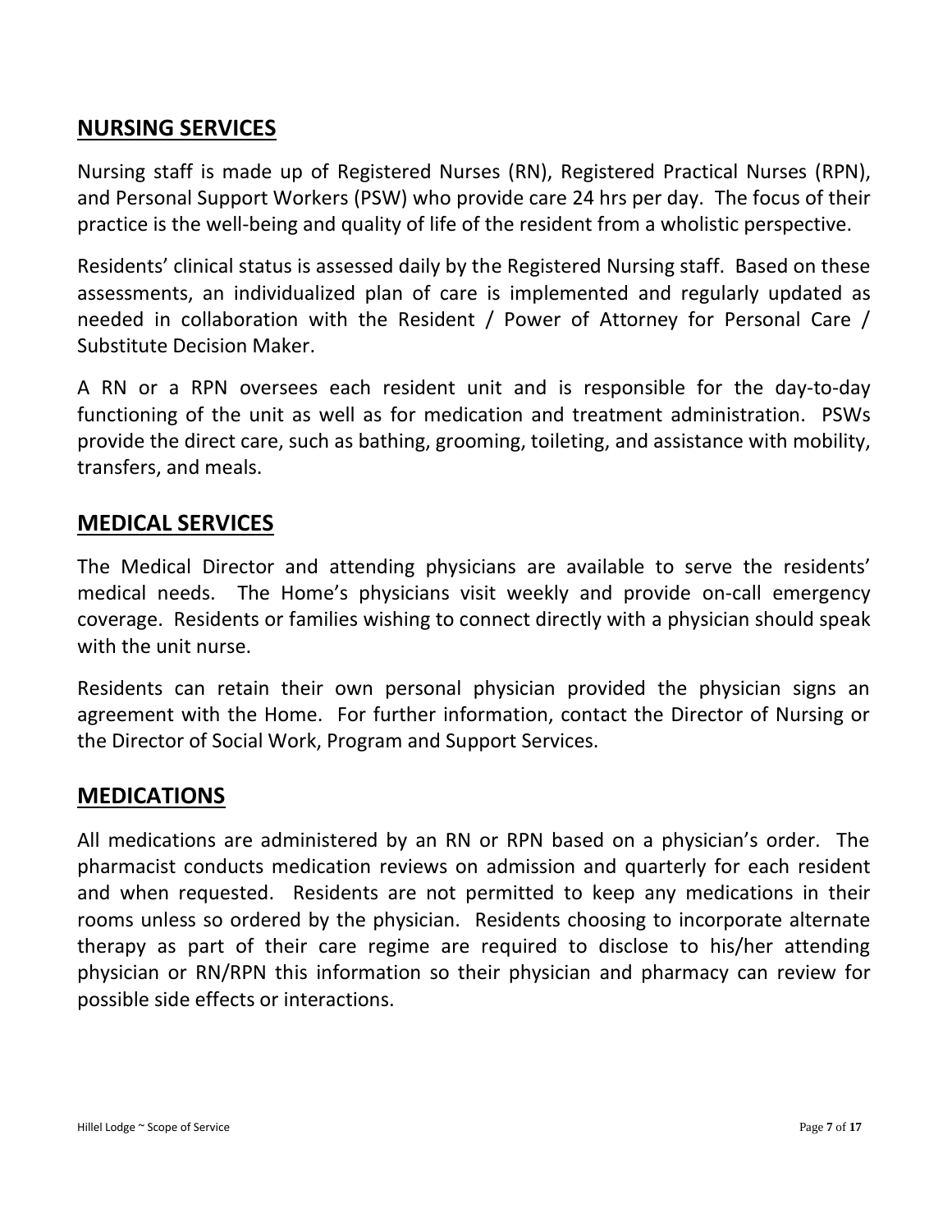## NURSING SERVICES

Nursing staff is made up of Registered Nurses (RN), Registered Practical Nurses (RPN), and Personal Support Workers (PSW) who provide care 24 hrs per day. The focus of their practice is the well-being and quality of life of the resident from a wholistic perspective.

Residents' clinical status is assessed daily by the Registered Nursing staff. Based on these assessments, an individualized plan of care is implemented and regularly updated as needed in collaboration with the Resident / Power of Attorney for Personal Care / Substitute Decision Maker.

A RN or a RPN oversees each resident unit and is responsible for the day-to-day functioning of the unit as well as for medication and treatment administration. PSWs provide the direct care, such as bathing, grooming, toileting, and assistance with mobility, transfers, and meals.

## MEDICAL SERVICES

The Medical Director and attending physicians are available to serve the residents' medical needs. The Home's physicians visit weekly and provide on-call emergency coverage. Residents or families wishing to connect directly with a physician should speak with the unit nurse.

Residents can retain their own personal physician provided the physician signs an agreement with the Home. For further information, contact the Director of Nursing or the Director of Social Work, Program and Support Services.

## MEDICATIONS

All medications are administered by an RN or RPN based on a physician's order. The pharmacist conducts medication reviews on admission and quarterly for each resident and when requested. Residents are not permitted to keep any medications in their rooms unless so ordered by the physician. Residents choosing to incorporate alternate therapy as part of their care regime are required to disclose to his/her attending physician or RN/RPN this information so their physician and pharmacy can review for possible side effects or interactions.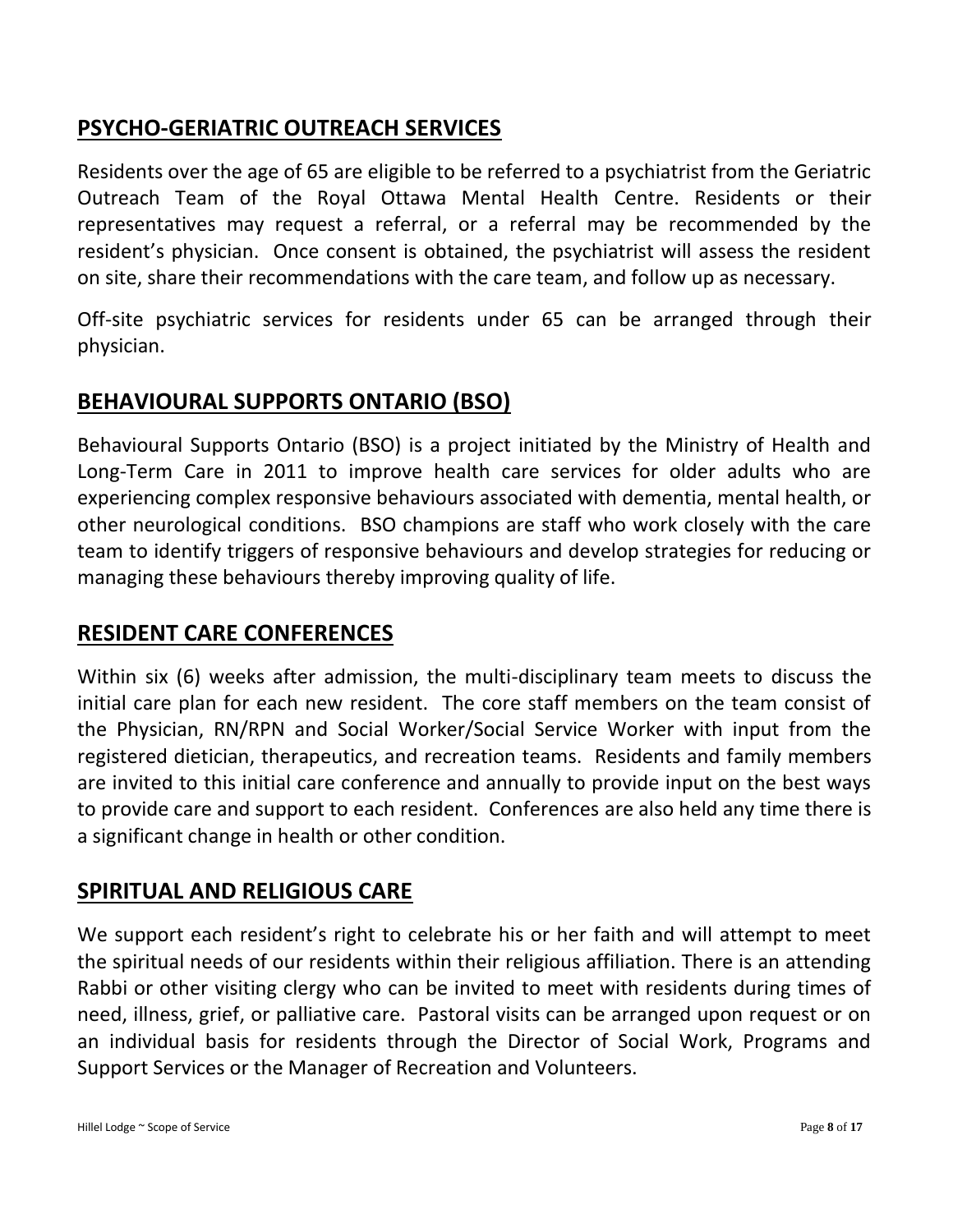## PSYCHO-GERIATRIC OUTREACH SERVICES

Residents over the age of 65 are eligible to be referred to a psychiatrist from the Geriatric Outreach Team of the Royal Ottawa Mental Health Centre. Residents or their representatives may request a referral, or a referral may be recommended by the resident's physician. Once consent is obtained, the psychiatrist will assess the resident on site, share their recommendations with the care team, and follow up as necessary.

Off-site psychiatric services for residents under 65 can be arranged through their physician.

## BEHAVIOURAL SUPPORTS ONTARIO (BSO)

Behavioural Supports Ontario (BSO) is a project initiated by the Ministry of Health and Long-Term Care in 2011 to improve health care services for older adults who are experiencing complex responsive behaviours associated with dementia, mental health, or other neurological conditions. BSO champions are staff who work closely with the care team to identify triggers of responsive behaviours and develop strategies for reducing or managing these behaviours thereby improving quality of life.

## RESIDENT CARE CONFERENCES

Within six (6) weeks after admission, the multi-disciplinary team meets to discuss the initial care plan for each new resident. The core staff members on the team consist of the Physician, RN/RPN and Social Worker/Social Service Worker with input from the registered dietician, therapeutics, and recreation teams. Residents and family members are invited to this initial care conference and annually to provide input on the best ways to provide care and support to each resident. Conferences are also held any time there is a significant change in health or other condition.

## SPIRITUAL AND RELIGIOUS CARE

We support each resident's right to celebrate his or her faith and will attempt to meet the spiritual needs of our residents within their religious affiliation. There is an attending Rabbi or other visiting clergy who can be invited to meet with residents during times of need, illness, grief, or palliative care. Pastoral visits can be arranged upon request or on an individual basis for residents through the Director of Social Work, Programs and Support Services or the Manager of Recreation and Volunteers.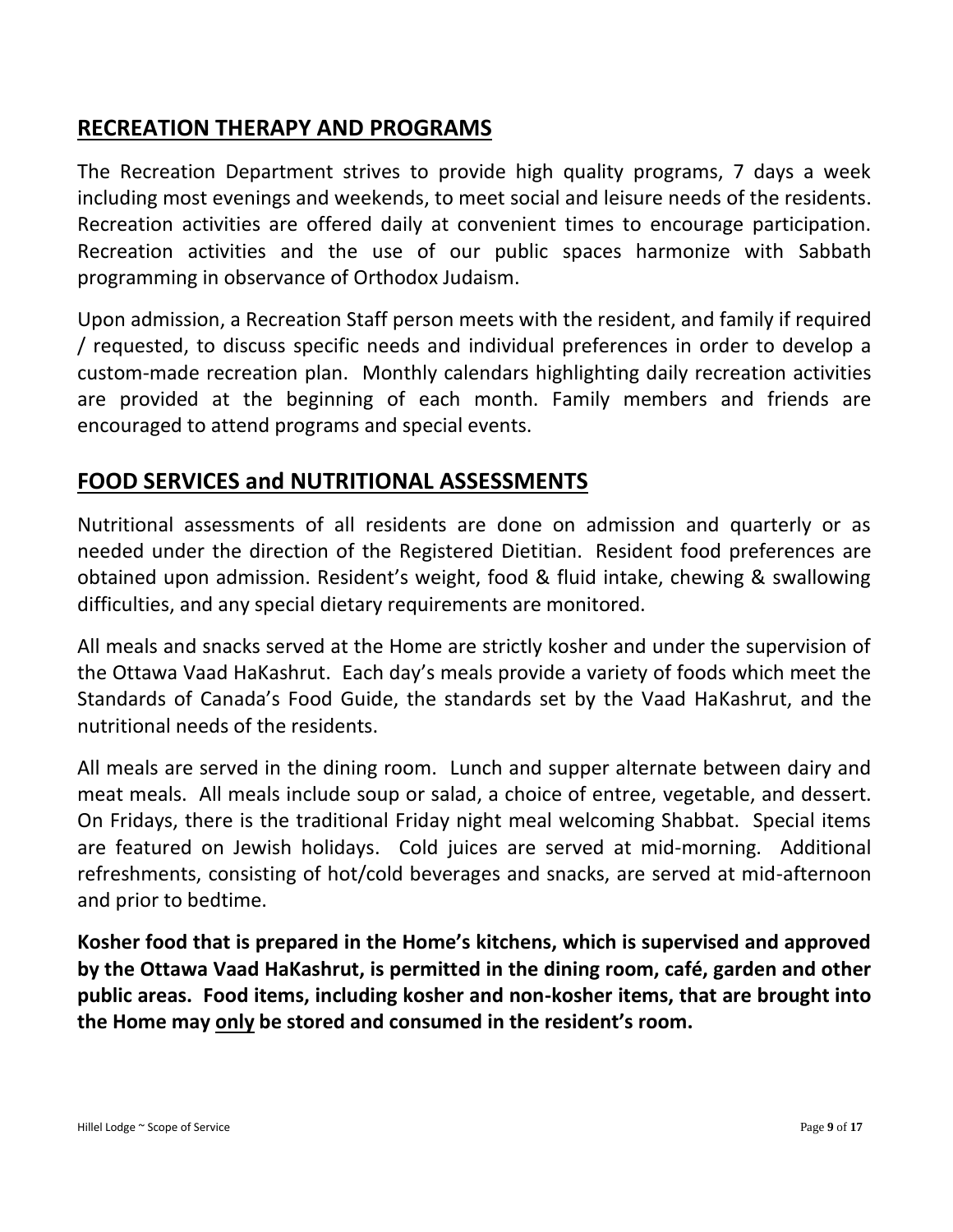## RECREATION THERAPY AND PROGRAMS

The Recreation Department strives to provide high quality programs, 7 days a week including most evenings and weekends, to meet social and leisure needs of the residents. Recreation activities are offered daily at convenient times to encourage participation. Recreation activities and the use of our public spaces harmonize with Sabbath programming in observance of Orthodox Judaism.

Upon admission, a Recreation Staff person meets with the resident, and family if required / requested, to discuss specific needs and individual preferences in order to develop a custom-made recreation plan. Monthly calendars highlighting daily recreation activities are provided at the beginning of each month. Family members and friends are encouraged to attend programs and special events.

## FOOD SERVICES and NUTRITIONAL ASSESSMENTS

Nutritional assessments of all residents are done on admission and quarterly or as needed under the direction of the Registered Dietitian. Resident food preferences are obtained upon admission. Resident's weight, food & fluid intake, chewing & swallowing difficulties, and any special dietary requirements are monitored.

All meals and snacks served at the Home are strictly kosher and under the supervision of the Ottawa Vaad HaKashrut. Each day's meals provide a variety of foods which meet the Standards of Canada's Food Guide, the standards set by the Vaad HaKashrut, and the nutritional needs of the residents.

All meals are served in the dining room. Lunch and supper alternate between dairy and meat meals. All meals include soup or salad, a choice of entree, vegetable, and dessert. On Fridays, there is the traditional Friday night meal welcoming Shabbat. Special items are featured on Jewish holidays. Cold juices are served at mid-morning. Additional refreshments, consisting of hot/cold beverages and snacks, are served at mid-afternoon and prior to bedtime.

**Kosher food that is prepared in the Home's kitchens, which is supervised and approved by the Ottawa Vaad HaKashrut, is permitted in the dining room, café, garden and other public areas. Food items, including kosher and non-kosher items, that are brought into the Home may <u>only</u> be stored and consumed in the resident's room.**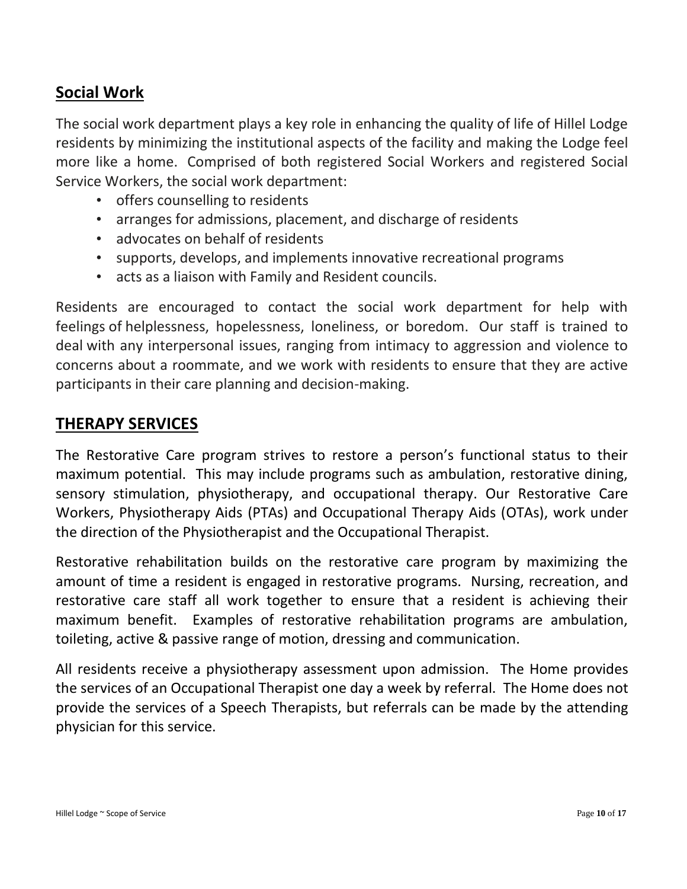## Social Work

The social work department plays a key role in enhancing the quality of life of Hillel Lodge residents by minimizing the institutional aspects of the facility and making the Lodge feel more like a home. Comprised of both registered Social Workers and registered Social Service Workers, the social work department:

- offers counselling to residents
- arranges for admissions, placement, and discharge of residents
- advocates on behalf of residents
- supports, develops, and implements innovative recreational programs
- acts as a liaison with Family and Resident councils.

Residents are encouraged to contact the social work department for help with feelings of helplessness, hopelessness, loneliness, or boredom. Our staff is trained to deal with any interpersonal issues, ranging from intimacy to aggression and violence to concerns about a roommate, and we work with residents to ensure that they are active participants in their care planning and decision-making.

## THERAPY SERVICES

The Restorative Care program strives to restore a person's functional status to their maximum potential. This may include programs such as ambulation, restorative dining, sensory stimulation, physiotherapy, and occupational therapy. Our Restorative Care Workers, Physiotherapy Aids (PTAs) and Occupational Therapy Aids (OTAs), work under the direction of the Physiotherapist and the Occupational Therapist.

Restorative rehabilitation builds on the restorative care program by maximizing the amount of time a resident is engaged in restorative programs. Nursing, recreation, and restorative care staff all work together to ensure that a resident is achieving their maximum benefit. Examples of restorative rehabilitation programs are ambulation, toileting, active & passive range of motion, dressing and communication.

All residents receive a physiotherapy assessment upon admission. The Home provides the services of an Occupational Therapist one day a week by referral. The Home does not provide the services of a Speech Therapists, but referrals can be made by the attending physician for this service.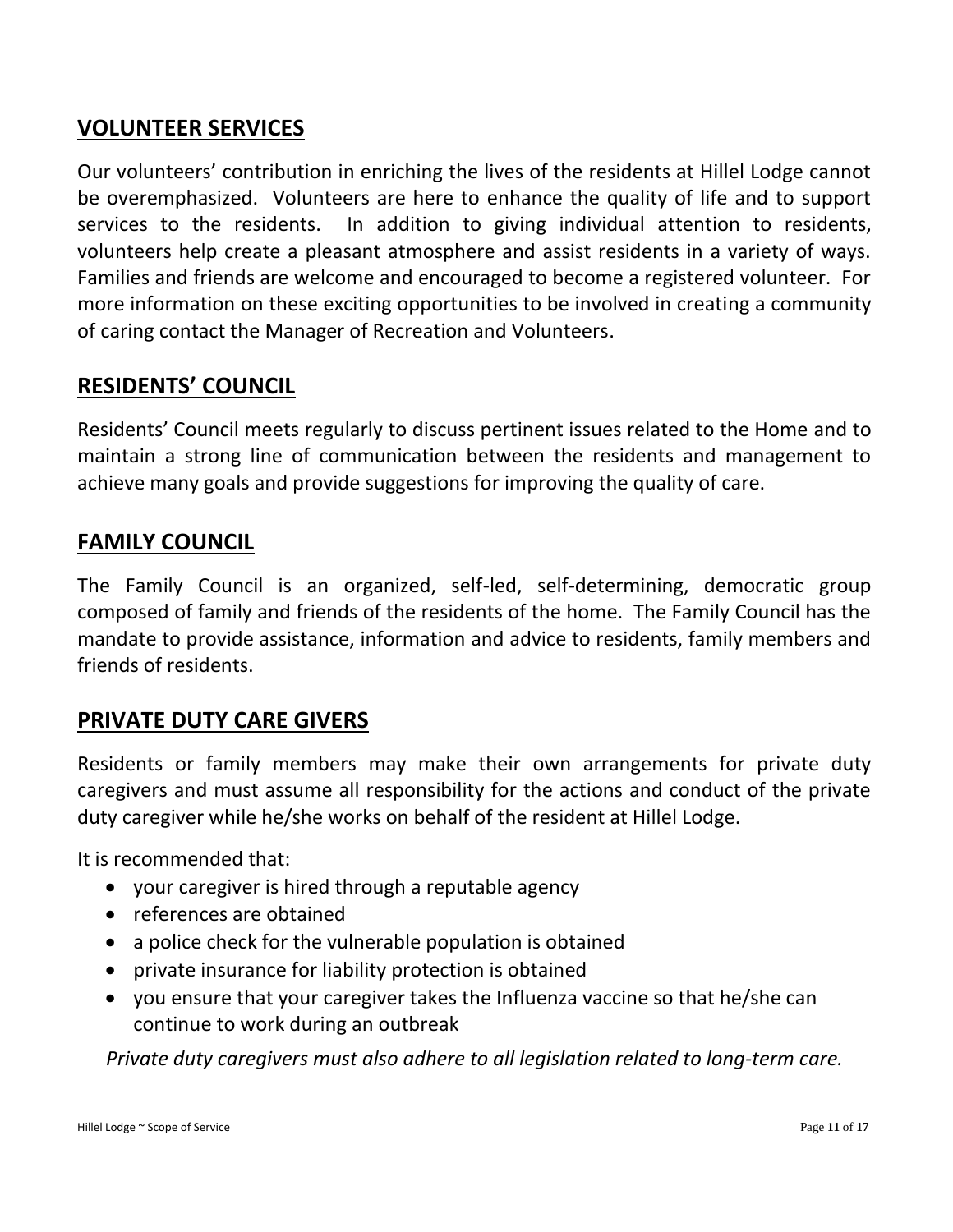## VOLUNTEER SERVICES

Our volunteers' contribution in enriching the lives of the residents at Hillel Lodge cannot be overemphasized. Volunteers are here to enhance the quality of life and to support services to the residents. In addition to giving individual attention to residents, volunteers help create a pleasant atmosphere and assist residents in a variety of ways. Families and friends are welcome and encouraged to become a registered volunteer. For more information on these exciting opportunities to be involved in creating a community of caring contact the Manager of Recreation and Volunteers.

## RESIDENTS' COUNCIL

Residents' Council meets regularly to discuss pertinent issues related to the Home and to maintain a strong line of communication between the residents and management to achieve many goals and provide suggestions for improving the quality of care.

## FAMILY COUNCIL

The Family Council is an organized, self-led, self-determining, democratic group composed of family and friends of the residents of the home. The Family Council has the mandate to provide assistance, information and advice to residents, family members and friends of residents.

## PRIVATE DUTY CARE GIVERS

Residents or family members may make their own arrangements for private duty caregivers and must assume all responsibility for the actions and conduct of the private duty caregiver while he/she works on behalf of the resident at Hillel Lodge.

It is recommended that:

- your caregiver is hired through a reputable agency
- references are obtained
- a police check for the vulnerable population is obtained
- private insurance for liability protection is obtained
- you ensure that your caregiver takes the Influenza vaccine so that he/she can continue to work during an outbreak

*Private duty caregivers must also adhere to all legislation related to long-term care.*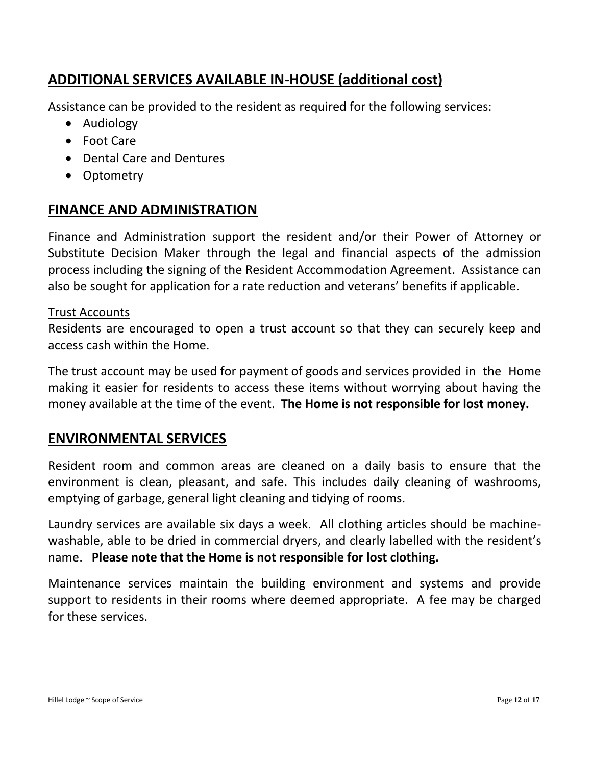## ADDITIONAL SERVICES AVAILABLE IN-HOUSE (additional cost)

Assistance can be provided to the resident as required for the following services:

- Audiology
- Foot Care
- Dental Care and Dentures
- Optometry

## FINANCE AND ADMINISTRATION

Finance and Administration support the resident and/or their Power of Attorney or Substitute Decision Maker through the legal and financial aspects of the admission process including the signing of the Resident Accommodation Agreement. Assistance can also be sought for application for a rate reduction and veterans' benefits if applicable.

Trust Accounts

Residents are encouraged to open a trust account so that they can securely keep and access cash within the Home.

The trust account may be used for payment of goods and services provided in the Home making it easier for residents to access these items without worrying about having the money available at the time of the event. **The Home is not responsible for lost money.**

## ENVIRONMENTAL SERVICES

Resident room and common areas are cleaned on a daily basis to ensure that the environment is clean, pleasant, and safe. This includes daily cleaning of washrooms, emptying of garbage, general light cleaning and tidying of rooms.

Laundry services are available six days a week. All clothing articles should be machine-washable, able to be dried in commercial dryers, and clearly labelled with the resident's name. **Please note that the Home is not responsible for lost clothing.**

Maintenance services maintain the building environment and systems and provide support to residents in their rooms where deemed appropriate. A fee may be charged for these services.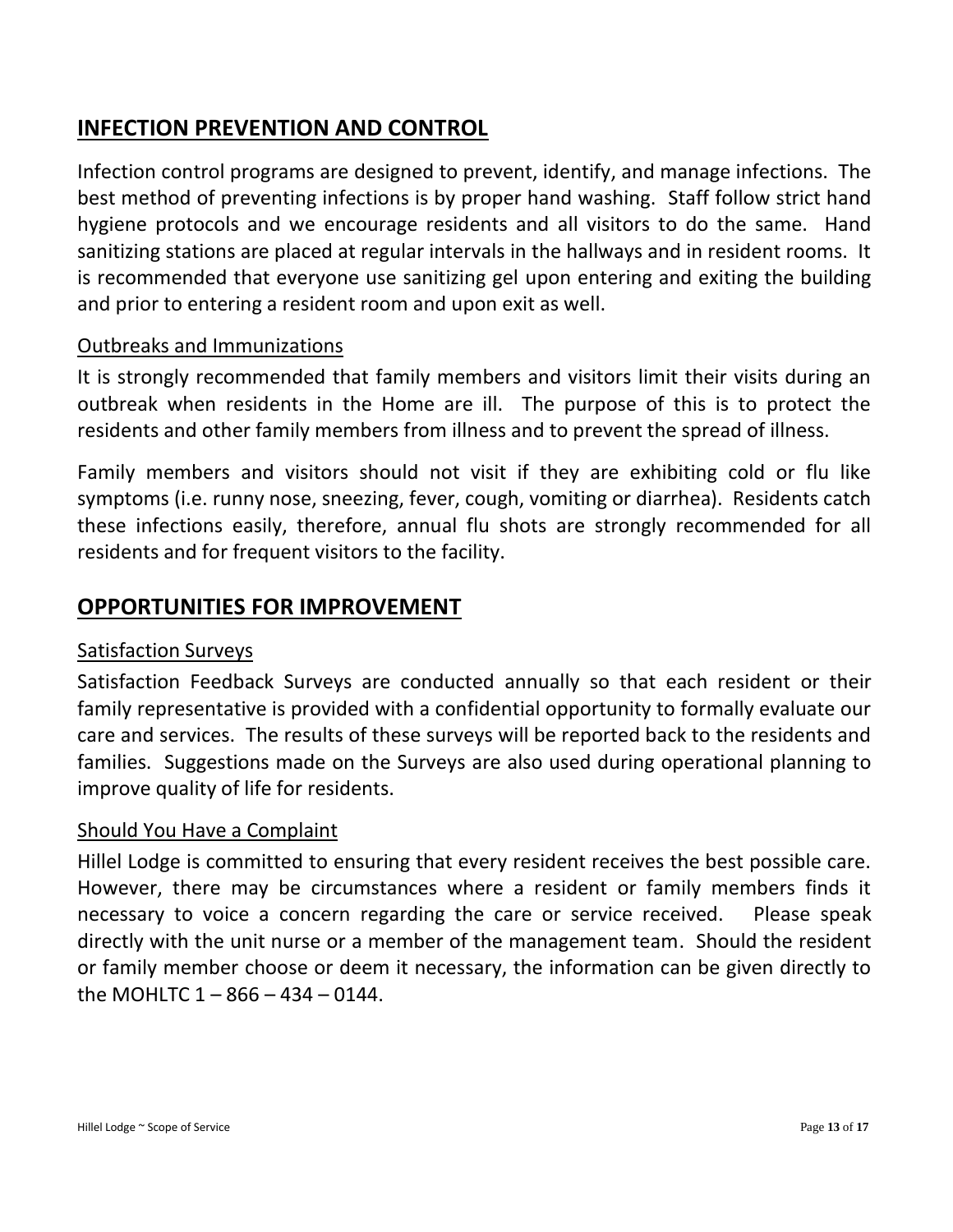## INFECTION PREVENTION AND CONTROL

Infection control programs are designed to prevent, identify, and manage infections. The best method of preventing infections is by proper hand washing. Staff follow strict hand hygiene protocols and we encourage residents and all visitors to do the same. Hand sanitizing stations are placed at regular intervals in the hallways and in resident rooms. It is recommended that everyone use sanitizing gel upon entering and exiting the building and prior to entering a resident room and upon exit as well.

### Outbreaks and Immunizations

It is strongly recommended that family members and visitors limit their visits during an outbreak when residents in the Home are ill. The purpose of this is to protect the residents and other family members from illness and to prevent the spread of illness.

Family members and visitors should not visit if they are exhibiting cold or flu like symptoms (i.e. runny nose, sneezing, fever, cough, vomiting or diarrhea). Residents catch these infections easily, therefore, annual flu shots are strongly recommended for all residents and for frequent visitors to the facility.

## OPPORTUNITIES FOR IMPROVEMENT

### Satisfaction Surveys

Satisfaction Feedback Surveys are conducted annually so that each resident or their family representative is provided with a confidential opportunity to formally evaluate our care and services. The results of these surveys will be reported back to the residents and families. Suggestions made on the Surveys are also used during operational planning to improve quality of life for residents.

### Should You Have a Complaint

Hillel Lodge is committed to ensuring that every resident receives the best possible care. However, there may be circumstances where a resident or family members finds it necessary to voice a concern regarding the care or service received. Please speak directly with the unit nurse or a member of the management team. Should the resident or family member choose or deem it necessary, the information can be given directly to the MOHLTC 1 – 866 – 434 – 0144.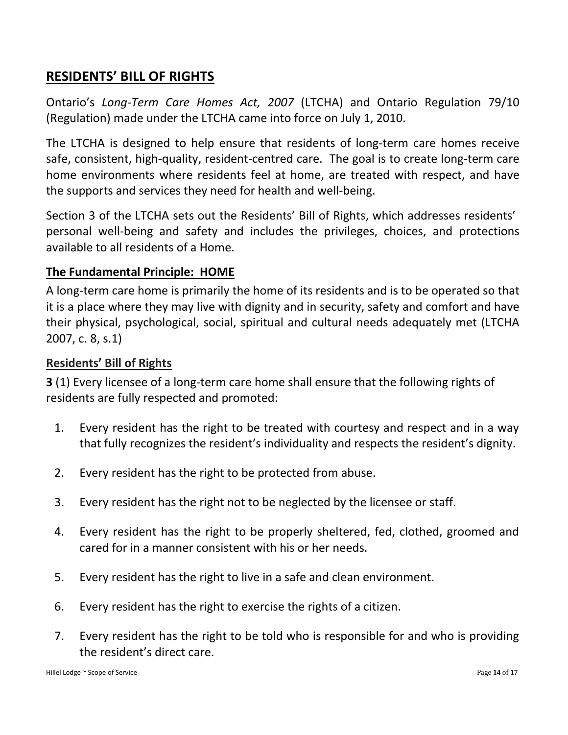## RESIDENTS' BILL OF RIGHTS

Ontario's *Long-Term Care Homes Act, 2007* (LTCHA) and Ontario Regulation 79/10 (Regulation) made under the LTCHA came into force on July 1, 2010.

The LTCHA is designed to help ensure that residents of long-term care homes receive safe, consistent, high-quality, resident-centred care. The goal is to create long-term care home environments where residents feel at home, are treated with respect, and have the supports and services they need for health and well-being.

Section 3 of the LTCHA sets out the Residents' Bill of Rights, which addresses residents' personal well-being and safety and includes the privileges, choices, and protections available to all residents of a Home.

### The Fundamental Principle: HOME

A long-term care home is primarily the home of its residents and is to be operated so that it is a place where they may live with dignity and in security, safety and comfort and have their physical, psychological, social, spiritual and cultural needs adequately met (LTCHA 2007, c. 8, s.1)

### Residents' Bill of Rights

**3** (1) Every licensee of a long-term care home shall ensure that the following rights of residents are fully respected and promoted:

1. Every resident has the right to be treated with courtesy and respect and in a way that fully recognizes the resident's individuality and respects the resident's dignity.
2. Every resident has the right to be protected from abuse.
3. Every resident has the right not to be neglected by the licensee or staff.
4. Every resident has the right to be properly sheltered, fed, clothed, groomed and cared for in a manner consistent with his or her needs.
5. Every resident has the right to live in a safe and clean environment.
6. Every resident has the right to exercise the rights of a citizen.
7. Every resident has the right to be told who is responsible for and who is providing the resident's direct care.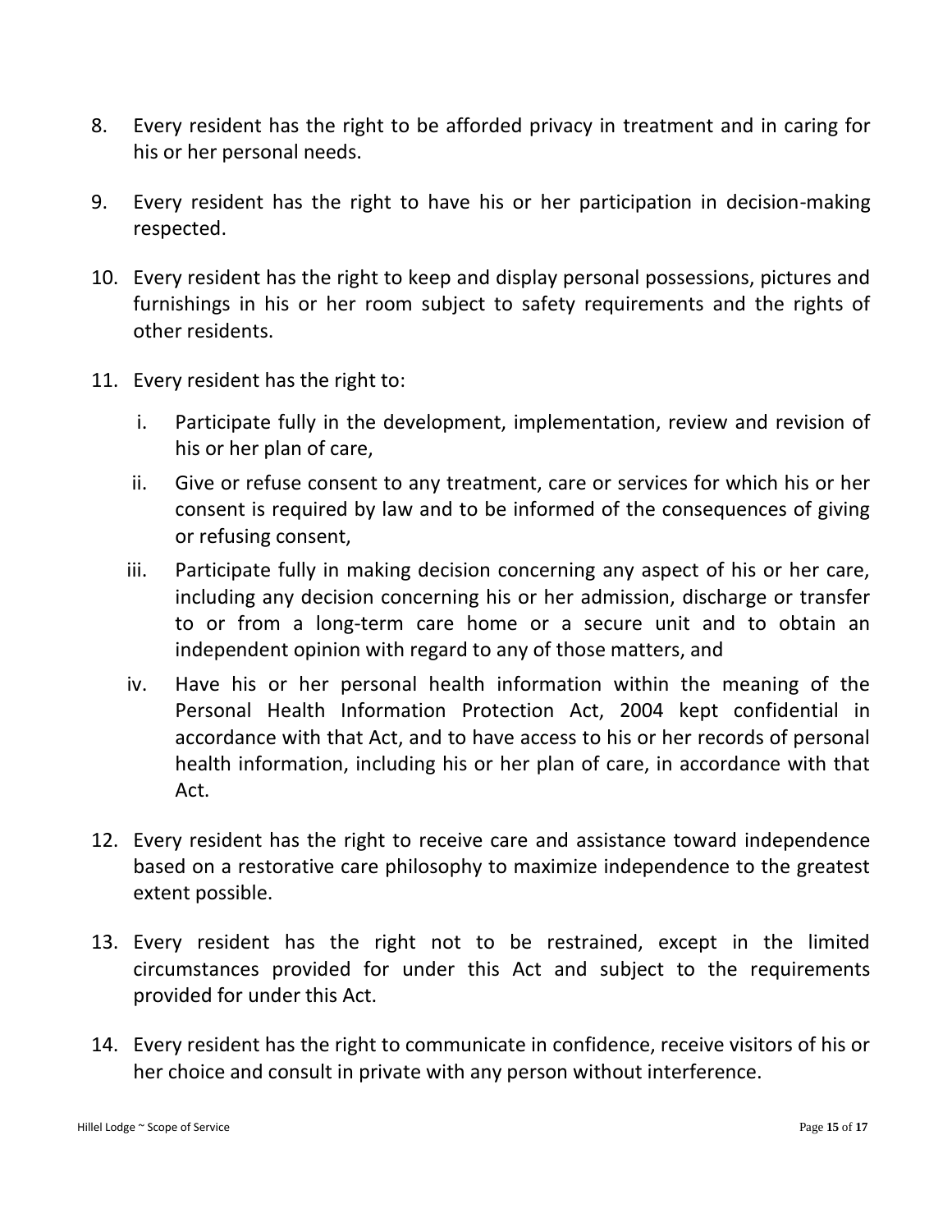8. Every resident has the right to be afforded privacy in treatment and in caring for his or her personal needs.

9. Every resident has the right to have his or her participation in decision-making respected.

10. Every resident has the right to keep and display personal possessions, pictures and furnishings in his or her room subject to safety requirements and the rights of other residents.

11. Every resident has the right to:

    i. Participate fully in the development, implementation, review and revision of his or her plan of care,

    ii. Give or refuse consent to any treatment, care or services for which his or her consent is required by law and to be informed of the consequences of giving or refusing consent,

    iii. Participate fully in making decision concerning any aspect of his or her care, including any decision concerning his or her admission, discharge or transfer to or from a long-term care home or a secure unit and to obtain an independent opinion with regard to any of those matters, and

    iv. Have his or her personal health information within the meaning of the Personal Health Information Protection Act, 2004 kept confidential in accordance with that Act, and to have access to his or her records of personal health information, including his or her plan of care, in accordance with that Act.

12. Every resident has the right to receive care and assistance toward independence based on a restorative care philosophy to maximize independence to the greatest extent possible.

13. Every resident has the right not to be restrained, except in the limited circumstances provided for under this Act and subject to the requirements provided for under this Act.

14. Every resident has the right to communicate in confidence, receive visitors of his or her choice and consult in private with any person without interference.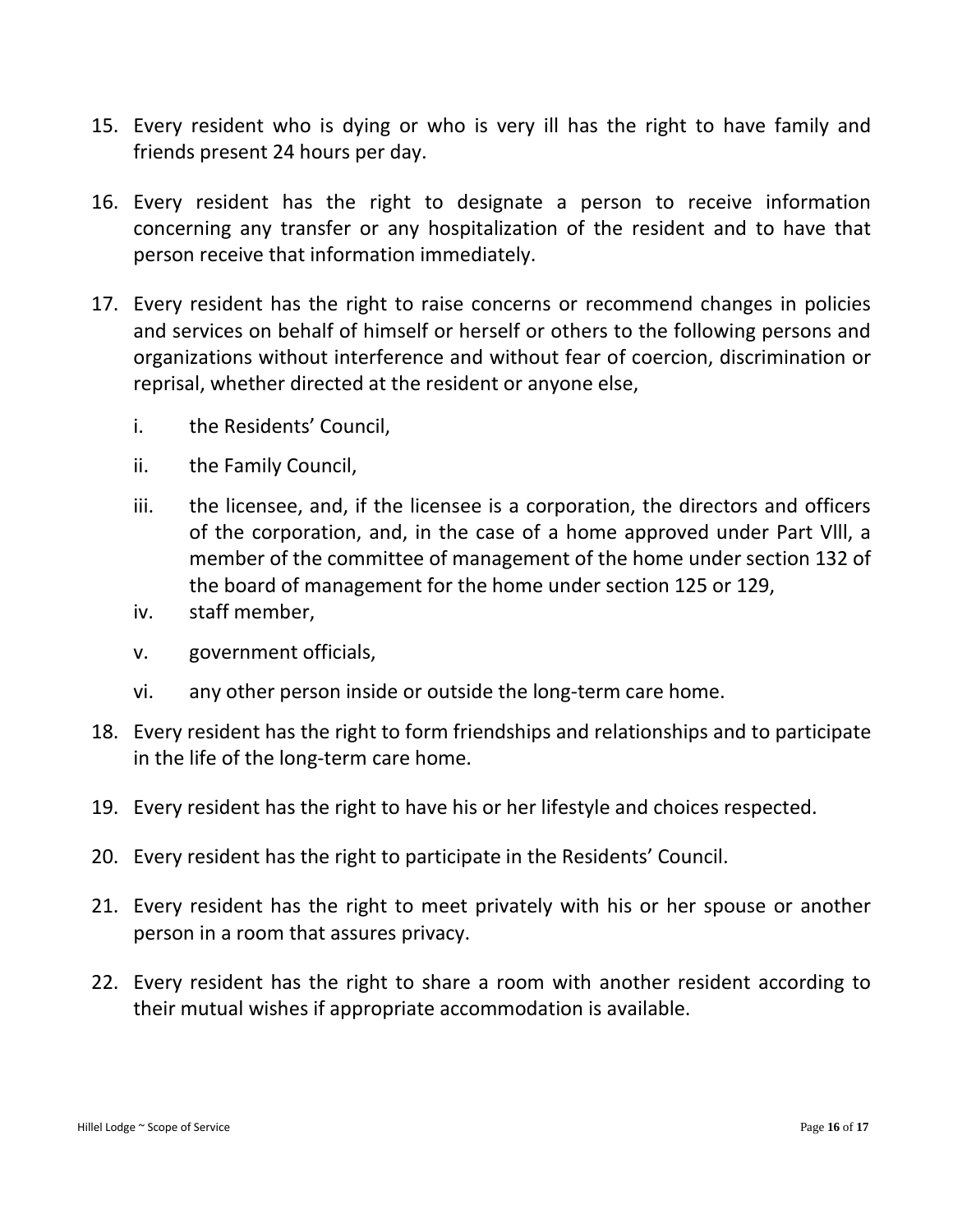15. Every resident who is dying or who is very ill has the right to have family and friends present 24 hours per day.

16. Every resident has the right to designate a person to receive information concerning any transfer or any hospitalization of the resident and to have that person receive that information immediately.

17. Every resident has the right to raise concerns or recommend changes in policies and services on behalf of himself or herself or others to the following persons and organizations without interference and without fear of coercion, discrimination or reprisal, whether directed at the resident or anyone else,

    i. the Residents' Council,

    ii. the Family Council,

    iii. the licensee, and, if the licensee is a corporation, the directors and officers of the corporation, and, in the case of a home approved under Part Vlll, a member of the committee of management of the home under section 132 of the board of management for the home under section 125 or 129,

    iv. staff member,

    v. government officials,

    vi. any other person inside or outside the long-term care home.

18. Every resident has the right to form friendships and relationships and to participate in the life of the long-term care home.

19. Every resident has the right to have his or her lifestyle and choices respected.

20. Every resident has the right to participate in the Residents' Council.

21. Every resident has the right to meet privately with his or her spouse or another person in a room that assures privacy.

22. Every resident has the right to share a room with another resident according to their mutual wishes if appropriate accommodation is available.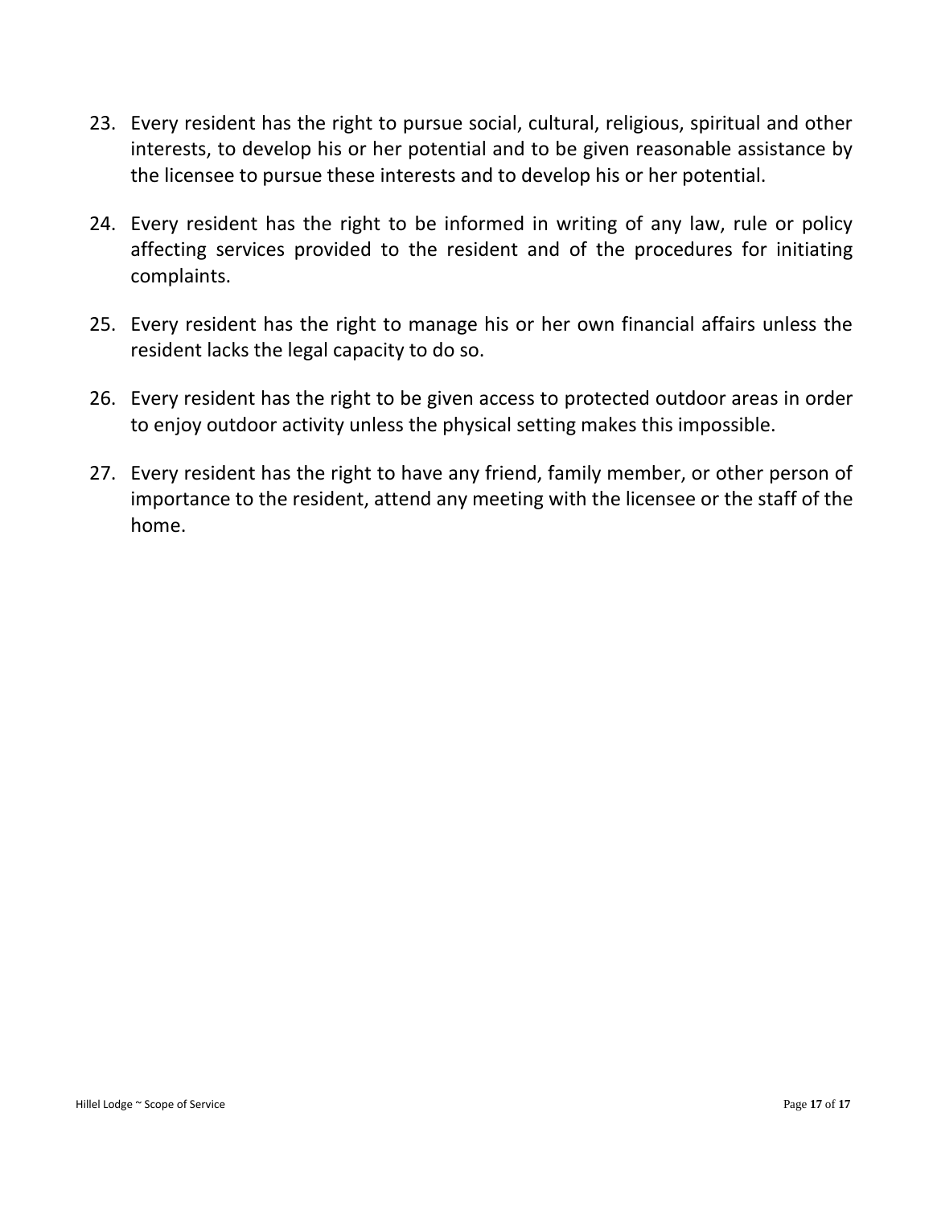23. Every resident has the right to pursue social, cultural, religious, spiritual and other interests, to develop his or her potential and to be given reasonable assistance by the licensee to pursue these interests and to develop his or her potential.

24. Every resident has the right to be informed in writing of any law, rule or policy affecting services provided to the resident and of the procedures for initiating complaints.

25. Every resident has the right to manage his or her own financial affairs unless the resident lacks the legal capacity to do so.

26. Every resident has the right to be given access to protected outdoor areas in order to enjoy outdoor activity unless the physical setting makes this impossible.

27. Every resident has the right to have any friend, family member, or other person of importance to the resident, attend any meeting with the licensee or the staff of the home.